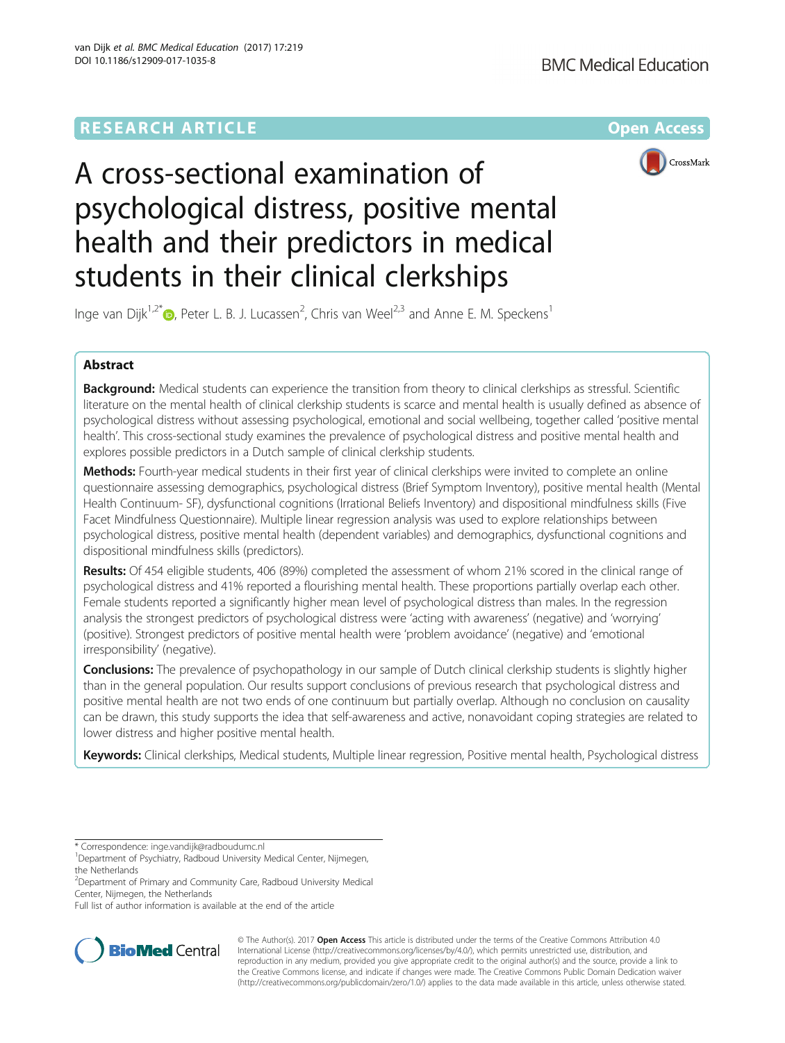RESEARCH ARTICLE

Open Access

# A cross-sectional examination of psychological distress, positive mental health and their predictors in medical students in their clinical clerkships

Inge van Dijk[1,2*], Peter L. B. J. Lucassen[2], Chris van Weel[2,3] and Anne E. M. Speckens[1]

## Abstract

**Background:** Medical students can experience the transition from theory to clinical clerkships as stressful. Scientific literature on the mental health of clinical clerkship students is scarce and mental health is usually defined as absence of psychological distress without assessing psychological, emotional and social wellbeing, together called 'positive mental health'. This cross-sectional study examines the prevalence of psychological distress and positive mental health and explores possible predictors in a Dutch sample of clinical clerkship students.

**Methods:** Fourth-year medical students in their first year of clinical clerkships were invited to complete an online questionnaire assessing demographics, psychological distress (Brief Symptom Inventory), positive mental health (Mental Health Continuum- SF), dysfunctional cognitions (Irrational Beliefs Inventory) and dispositional mindfulness skills (Five Facet Mindfulness Questionnaire). Multiple linear regression analysis was used to explore relationships between psychological distress, positive mental health (dependent variables) and demographics, dysfunctional cognitions and dispositional mindfulness skills (predictors).

**Results:** Of 454 eligible students, 406 (89%) completed the assessment of whom 21% scored in the clinical range of psychological distress and 41% reported a flourishing mental health. These proportions partially overlap each other. Female students reported a significantly higher mean level of psychological distress than males. In the regression analysis the strongest predictors of psychological distress were 'acting with awareness' (negative) and 'worrying' (positive). Strongest predictors of positive mental health were 'problem avoidance' (negative) and 'emotional irresponsibility' (negative).

**Conclusions:** The prevalence of psychopathology in our sample of Dutch clinical clerkship students is slightly higher than in the general population. Our results support conclusions of previous research that psychological distress and positive mental health are not two ends of one continuum but partially overlap. Although no conclusion on causality can be drawn, this study supports the idea that self-awareness and active, nonavoidant coping strategies are related to lower distress and higher positive mental health.

**Keywords:** Clinical clerkships, Medical students, Multiple linear regression, Positive mental health, Psychological distress

---

* Correspondence: inge.vandijk@radboudumc.nl
[1]Department of Psychiatry, Radboud University Medical Center, Nijmegen, the Netherlands
[2]Department of Primary and Community Care, Radboud University Medical Center, Nijmegen, the Netherlands
Full list of author information is available at the end of the article

© The Author(s). 2017 **Open Access** This article is distributed under the terms of the Creative Commons Attribution 4.0 International License (http://creativecommons.org/licenses/by/4.0/), which permits unrestricted use, distribution, and reproduction in any medium, provided you give appropriate credit to the original author(s) and the source, provide a link to the Creative Commons license, and indicate if changes were made. The Creative Commons Public Domain Dedication waiver (http://creativecommons.org/publicdomain/zero/1.0/) applies to the data made available in this article, unless otherwise stated.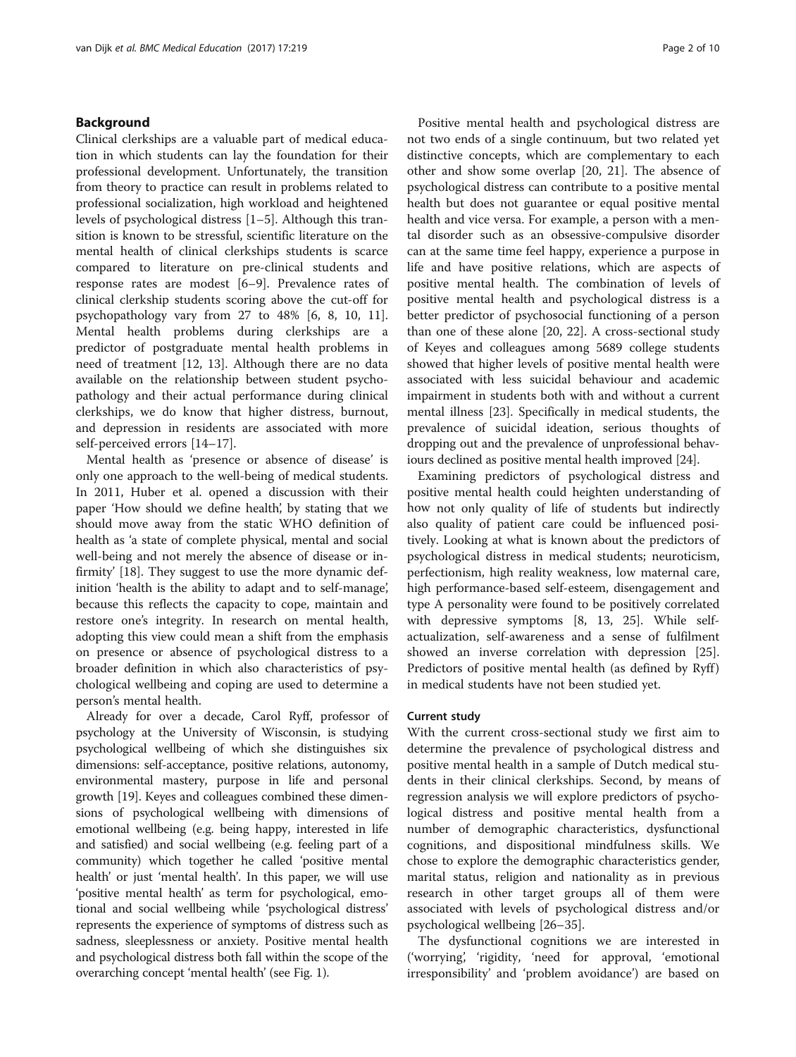## Background

Clinical clerkships are a valuable part of medical education in which students can lay the foundation for their professional development. Unfortunately, the transition from theory to practice can result in problems related to professional socialization, high workload and heightened levels of psychological distress [1–5]. Although this transition is known to be stressful, scientific literature on the mental health of clinical clerkships students is scarce compared to literature on pre-clinical students and response rates are modest [6–9]. Prevalence rates of clinical clerkship students scoring above the cut-off for psychopathology vary from 27 to 48% [6, 8, 10, 11]. Mental health problems during clerkships are a predictor of postgraduate mental health problems in need of treatment [12, 13]. Although there are no data available on the relationship between student psychopathology and their actual performance during clinical clerkships, we do know that higher distress, burnout, and depression in residents are associated with more self-perceived errors [14–17].

Mental health as 'presence or absence of disease' is only one approach to the well-being of medical students. In 2011, Huber et al. opened a discussion with their paper 'How should we define health', by stating that we should move away from the static WHO definition of health as 'a state of complete physical, mental and social well-being and not merely the absence of disease or infirmity' [18]. They suggest to use the more dynamic definition 'health is the ability to adapt and to self-manage', because this reflects the capacity to cope, maintain and restore one's integrity. In research on mental health, adopting this view could mean a shift from the emphasis on presence or absence of psychological distress to a broader definition in which also characteristics of psychological wellbeing and coping are used to determine a person's mental health.

Already for over a decade, Carol Ryff, professor of psychology at the University of Wisconsin, is studying psychological wellbeing of which she distinguishes six dimensions: self-acceptance, positive relations, autonomy, environmental mastery, purpose in life and personal growth [19]. Keyes and colleagues combined these dimensions of psychological wellbeing with dimensions of emotional wellbeing (e.g. being happy, interested in life and satisfied) and social wellbeing (e.g. feeling part of a community) which together he called 'positive mental health' or just 'mental health'. In this paper, we will use 'positive mental health' as term for psychological, emotional and social wellbeing while 'psychological distress' represents the experience of symptoms of distress such as sadness, sleeplessness or anxiety. Positive mental health and psychological distress both fall within the scope of the overarching concept 'mental health' (see Fig. 1).

Positive mental health and psychological distress are not two ends of a single continuum, but two related yet distinctive concepts, which are complementary to each other and show some overlap [20, 21]. The absence of psychological distress can contribute to a positive mental health but does not guarantee or equal positive mental health and vice versa. For example, a person with a mental disorder such as an obsessive-compulsive disorder can at the same time feel happy, experience a purpose in life and have positive relations, which are aspects of positive mental health. The combination of levels of positive mental health and psychological distress is a better predictor of psychosocial functioning of a person than one of these alone [20, 22]. A cross-sectional study of Keyes and colleagues among 5689 college students showed that higher levels of positive mental health were associated with less suicidal behaviour and academic impairment in students both with and without a current mental illness [23]. Specifically in medical students, the prevalence of suicidal ideation, serious thoughts of dropping out and the prevalence of unprofessional behaviours declined as positive mental health improved [24].

Examining predictors of psychological distress and positive mental health could heighten understanding of how not only quality of life of students but indirectly also quality of patient care could be influenced positively. Looking at what is known about the predictors of psychological distress in medical students; neuroticism, perfectionism, high reality weakness, low maternal care, high performance-based self-esteem, disengagement and type A personality were found to be positively correlated with depressive symptoms [8, 13, 25]. While self-actualization, self-awareness and a sense of fulfilment showed an inverse correlation with depression [25]. Predictors of positive mental health (as defined by Ryff) in medical students have not been studied yet.

### Current study

With the current cross-sectional study we first aim to determine the prevalence of psychological distress and positive mental health in a sample of Dutch medical students in their clinical clerkships. Second, by means of regression analysis we will explore predictors of psychological distress and positive mental health from a number of demographic characteristics, dysfunctional cognitions, and dispositional mindfulness skills. We chose to explore the demographic characteristics gender, marital status, religion and nationality as in previous research in other target groups all of them were associated with levels of psychological distress and/or psychological wellbeing [26–35].

The dysfunctional cognitions we are interested in ('worrying', 'rigidity, 'need for approval, 'emotional irresponsibility' and 'problem avoidance') are based on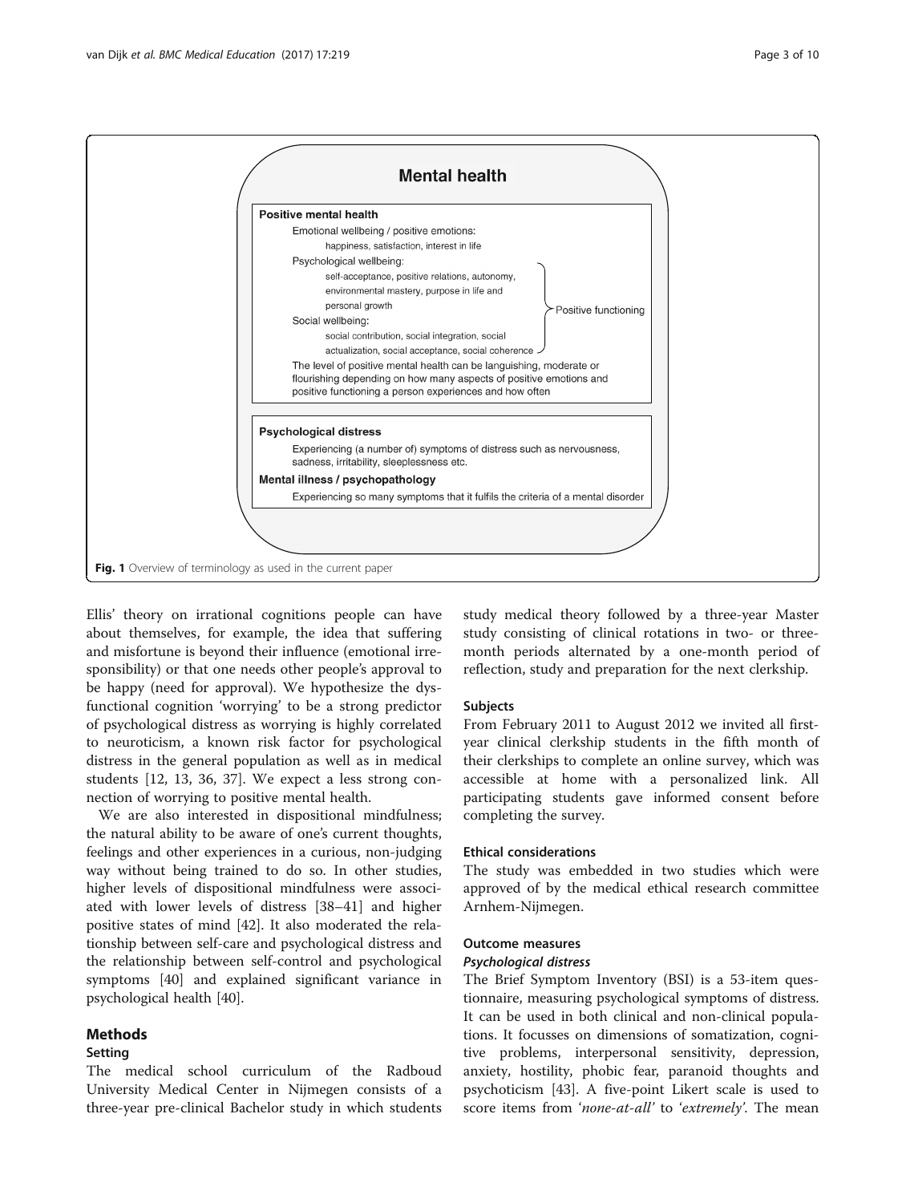**Mental health**

**Positive mental health**

Emotional wellbeing / positive emotions:
happiness, satisfaction, interest in life

Psychological wellbeing:
self-acceptance, positive relations, autonomy, environmental mastery, purpose in life and personal growth

Social wellbeing:
social contribution, social integration, social actualization, social acceptance, social coherence

(Psychological wellbeing and Social wellbeing: Positive functioning)

The level of positive mental health can be languishing, moderate or flourishing depending on how many aspects of positive emotions and positive functioning a person experiences and how often

**Psychological distress**

Experiencing (a number of) symptoms of distress such as nervousness, sadness, irritability, sleeplessness etc.

**Mental illness / psychopathology**

Experiencing so many symptoms that it fulfils the criteria of a mental disorder

**Fig. 1** Overview of terminology as used in the current paper

Ellis' theory on irrational cognitions people can have about themselves, for example, the idea that suffering and misfortune is beyond their influence (emotional irresponsibility) or that one needs other people's approval to be happy (need for approval). We hypothesize the dysfunctional cognition 'worrying' to be a strong predictor of psychological distress as worrying is highly correlated to neuroticism, a known risk factor for psychological distress in the general population as well as in medical students [12, 13, 36, 37]. We expect a less strong connection of worrying to positive mental health.

We are also interested in dispositional mindfulness; the natural ability to be aware of one's current thoughts, feelings and other experiences in a curious, non-judging way without being trained to do so. In other studies, higher levels of dispositional mindfulness were associated with lower levels of distress [38–41] and higher positive states of mind [42]. It also moderated the relationship between self-care and psychological distress and the relationship between self-control and psychological symptoms [40] and explained significant variance in psychological health [40].

## Methods

### Setting

The medical school curriculum of the Radboud University Medical Center in Nijmegen consists of a three-year pre-clinical Bachelor study in which students study medical theory followed by a three-year Master study consisting of clinical rotations in two- or three-month periods alternated by a one-month period of reflection, study and preparation for the next clerkship.

### Subjects

From February 2011 to August 2012 we invited all first-year clinical clerkship students in the fifth month of their clerkships to complete an online survey, which was accessible at home with a personalized link. All participating students gave informed consent before completing the survey.

### Ethical considerations

The study was embedded in two studies which were approved of by the medical ethical research committee Arnhem-Nijmegen.

### Outcome measures

#### *Psychological distress*

The Brief Symptom Inventory (BSI) is a 53-item questionnaire, measuring psychological symptoms of distress. It can be used in both clinical and non-clinical populations. It focusses on dimensions of somatization, cognitive problems, interpersonal sensitivity, depression, anxiety, hostility, phobic fear, paranoid thoughts and psychoticism [43]. A five-point Likert scale is used to score items from *'none-at-all'* to *'extremely'*. The mean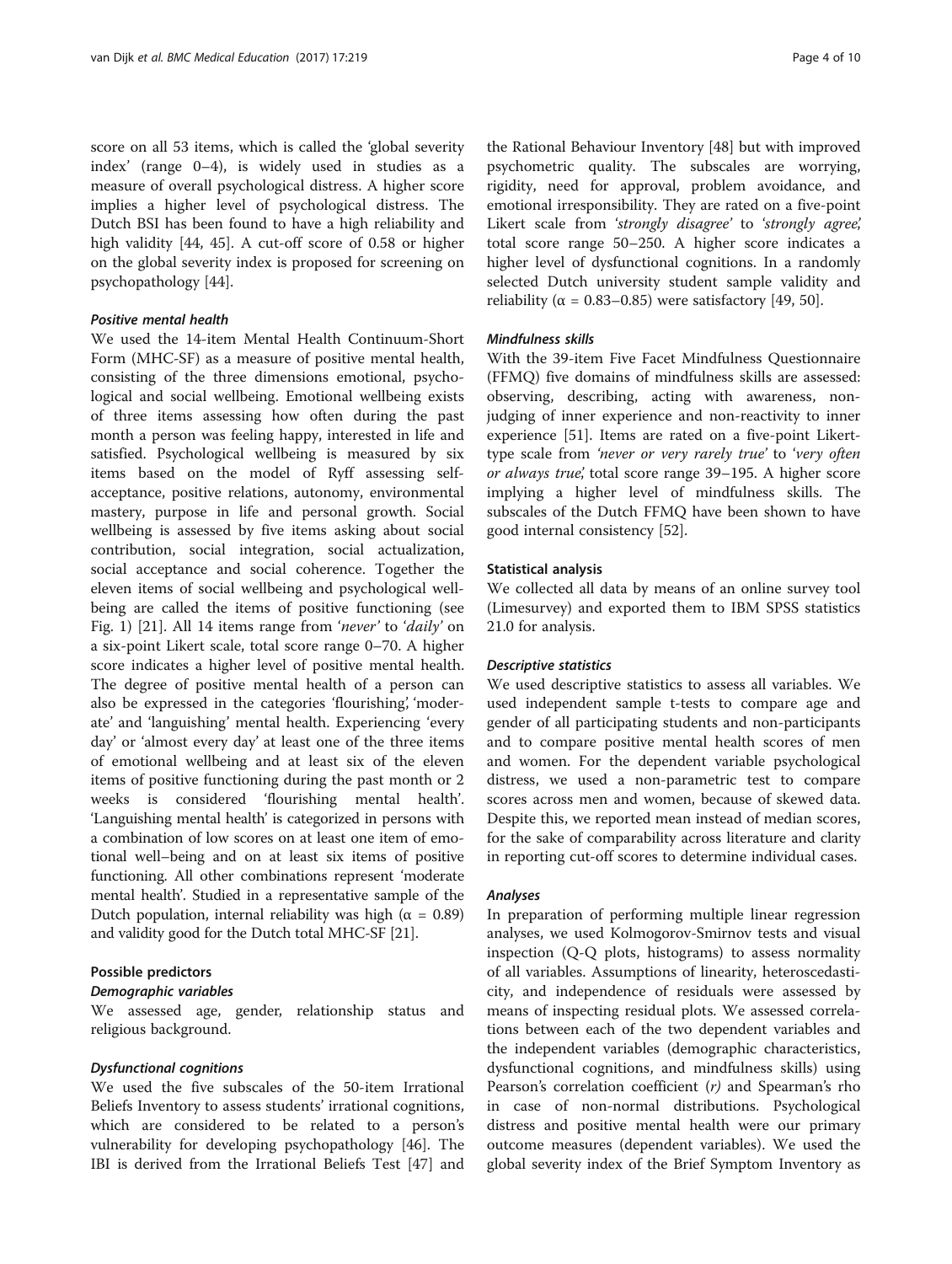score on all 53 items, which is called the 'global severity index' (range 0–4), is widely used in studies as a measure of overall psychological distress. A higher score implies a higher level of psychological distress. The Dutch BSI has been found to have a high reliability and high validity [44, 45]. A cut-off score of 0.58 or higher on the global severity index is proposed for screening on psychopathology [44].

#### *Positive mental health*

We used the 14-item Mental Health Continuum-Short Form (MHC-SF) as a measure of positive mental health, consisting of the three dimensions emotional, psychological and social wellbeing. Emotional wellbeing exists of three items assessing how often during the past month a person was feeling happy, interested in life and satisfied. Psychological wellbeing is measured by six items based on the model of Ryff assessing self-acceptance, positive relations, autonomy, environmental mastery, purpose in life and personal growth. Social wellbeing is assessed by five items asking about social contribution, social integration, social actualization, social acceptance and social coherence. Together the eleven items of social wellbeing and psychological wellbeing are called the items of positive functioning (see Fig. 1) [21]. All 14 items range from '*never*' to '*daily*' on a six-point Likert scale, total score range 0–70. A higher score indicates a higher level of positive mental health. The degree of positive mental health of a person can also be expressed in the categories 'flourishing', 'moderate' and 'languishing' mental health. Experiencing 'every day' or 'almost every day' at least one of the three items of emotional wellbeing and at least six of the eleven items of positive functioning during the past month or 2 weeks is considered 'flourishing mental health'. 'Languishing mental health' is categorized in persons with a combination of low scores on at least one item of emotional well–being and on at least six items of positive functioning. All other combinations represent 'moderate mental health'. Studied in a representative sample of the Dutch population, internal reliability was high ($\alpha = 0.89$) and validity good for the Dutch total MHC-SF [21].

### Possible predictors

#### *Demographic variables*

We assessed age, gender, relationship status and religious background.

#### *Dysfunctional cognitions*

We used the five subscales of the 50-item Irrational Beliefs Inventory to assess students' irrational cognitions, which are considered to be related to a person's vulnerability for developing psychopathology [46]. The IBI is derived from the Irrational Beliefs Test [47] and the Rational Behaviour Inventory [48] but with improved psychometric quality. The subscales are worrying, rigidity, need for approval, problem avoidance, and emotional irresponsibility. They are rated on a five-point Likert scale from '*strongly disagree*' to '*strongly agree*', total score range 50–250. A higher score indicates a higher level of dysfunctional cognitions. In a randomly selected Dutch university student sample validity and reliability ($\alpha = 0.83$–$0.85$) were satisfactory [49, 50].

#### *Mindfulness skills*

With the 39-item Five Facet Mindfulness Questionnaire (FFMQ) five domains of mindfulness skills are assessed: observing, describing, acting with awareness, non-judging of inner experience and non-reactivity to inner experience [51]. Items are rated on a five-point Likert-type scale from '*never or very rarely true*' to '*very often or always true*', total score range 39–195. A higher score implying a higher level of mindfulness skills. The subscales of the Dutch FFMQ have been shown to have good internal consistency [52].

### Statistical analysis

We collected all data by means of an online survey tool (Limesurvey) and exported them to IBM SPSS statistics 21.0 for analysis.

#### *Descriptive statistics*

We used descriptive statistics to assess all variables. We used independent sample t-tests to compare age and gender of all participating students and non-participants and to compare positive mental health scores of men and women. For the dependent variable psychological distress, we used a non-parametric test to compare scores across men and women, because of skewed data. Despite this, we reported mean instead of median scores, for the sake of comparability across literature and clarity in reporting cut-off scores to determine individual cases.

#### *Analyses*

In preparation of performing multiple linear regression analyses, we used Kolmogorov-Smirnov tests and visual inspection (Q-Q plots, histograms) to assess normality of all variables. Assumptions of linearity, heteroscedasticity, and independence of residuals were assessed by means of inspecting residual plots. We assessed correlations between each of the two dependent variables and the independent variables (demographic characteristics, dysfunctional cognitions, and mindfulness skills) using Pearson's correlation coefficient ($r$) and Spearman's rho in case of non-normal distributions. Psychological distress and positive mental health were our primary outcome measures (dependent variables). We used the global severity index of the Brief Symptom Inventory as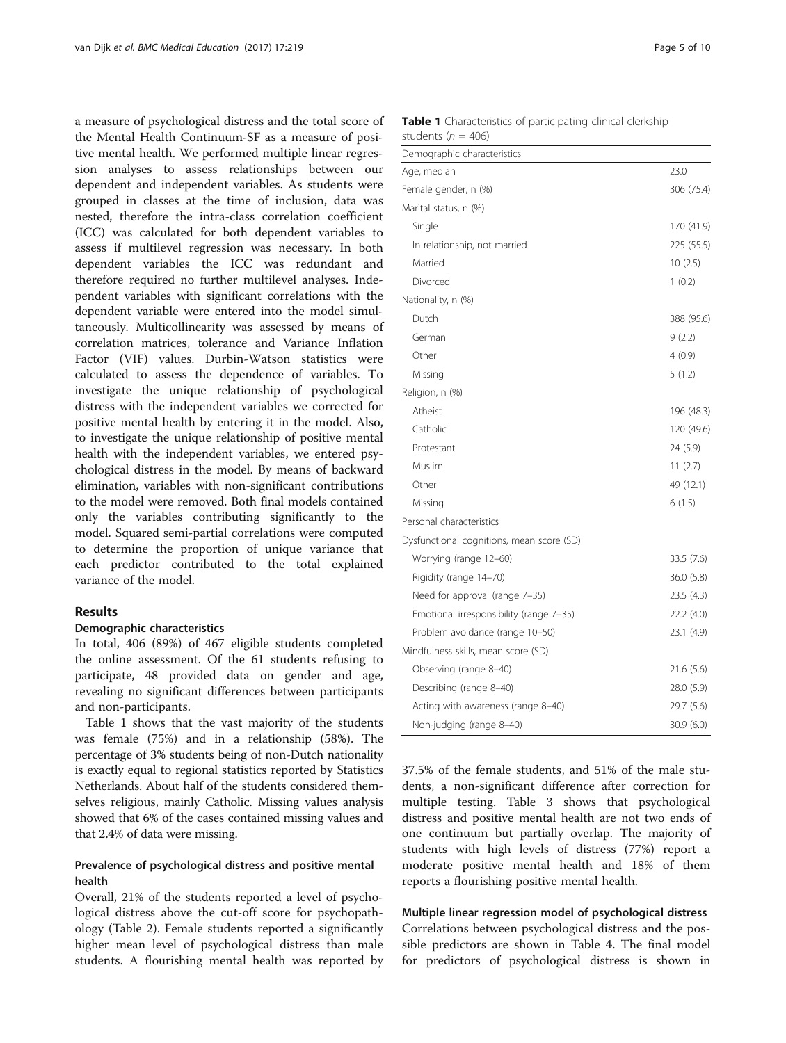a measure of psychological distress and the total score of the Mental Health Continuum-SF as a measure of positive mental health. We performed multiple linear regression analyses to assess relationships between our dependent and independent variables. As students were grouped in classes at the time of inclusion, data was nested, therefore the intra-class correlation coefficient (ICC) was calculated for both dependent variables to assess if multilevel regression was necessary. In both dependent variables the ICC was redundant and therefore required no further multilevel analyses. Independent variables with significant correlations with the dependent variable were entered into the model simultaneously. Multicollinearity was assessed by means of correlation matrices, tolerance and Variance Inflation Factor (VIF) values. Durbin-Watson statistics were calculated to assess the dependence of variables. To investigate the unique relationship of psychological distress with the independent variables we corrected for positive mental health by entering it in the model. Also, to investigate the unique relationship of positive mental health with the independent variables, we entered psychological distress in the model. By means of backward elimination, variables with non-significant contributions to the model were removed. Both final models contained only the variables contributing significantly to the model. Squared semi-partial correlations were computed to determine the proportion of unique variance that each predictor contributed to the total explained variance of the model.

## Results

### Demographic characteristics

In total, 406 (89%) of 467 eligible students completed the online assessment. Of the 61 students refusing to participate, 48 provided data on gender and age, revealing no significant differences between participants and non-participants.

Table 1 shows that the vast majority of the students was female (75%) and in a relationship (58%). The percentage of 3% students being of non-Dutch nationality is exactly equal to regional statistics reported by Statistics Netherlands. About half of the students considered themselves religious, mainly Catholic. Missing values analysis showed that 6% of the cases contained missing values and that 2.4% of data were missing.

### Prevalence of psychological distress and positive mental health

Overall, 21% of the students reported a level of psychological distress above the cut-off score for psychopathology (Table 2). Female students reported a significantly higher mean level of psychological distress than male students. A flourishing mental health was reported by 37.5% of the female students, and 51% of the male students, a non-significant difference after correction for multiple testing. Table 3 shows that psychological distress and positive mental health are not two ends of one continuum but partially overlap. The majority of students with high levels of distress (77%) report a moderate positive mental health and 18% of them reports a flourishing positive mental health.

**Table 1** Characteristics of participating clinical clerkship students ($n$ = 406)

| Demographic characteristics | |
|---|---|
| Age, median | 23.0 |
| Female gender, n (%) | 306 (75.4) |
| Marital status, n (%) | |
| Single | 170 (41.9) |
| In relationship, not married | 225 (55.5) |
| Married | 10 (2.5) |
| Divorced | 1 (0.2) |
| Nationality, n (%) | |
| Dutch | 388 (95.6) |
| German | 9 (2.2) |
| Other | 4 (0.9) |
| Missing | 5 (1.2) |
| Religion, n (%) | |
| Atheist | 196 (48.3) |
| Catholic | 120 (49.6) |
| Protestant | 24 (5.9) |
| Muslim | 11 (2.7) |
| Other | 49 (12.1) |
| Missing | 6 (1.5) |
| Personal characteristics | |
| Dysfunctional cognitions, mean score (SD) | |
| Worrying (range 12–60) | 33.5 (7.6) |
| Rigidity (range 14–70) | 36.0 (5.8) |
| Need for approval (range 7–35) | 23.5 (4.3) |
| Emotional irresponsibility (range 7–35) | 22.2 (4.0) |
| Problem avoidance (range 10–50) | 23.1 (4.9) |
| Mindfulness skills, mean score (SD) | |
| Observing (range 8–40) | 21.6 (5.6) |
| Describing (range 8–40) | 28.0 (5.9) |
| Acting with awareness (range 8–40) | 29.7 (5.6) |
| Non-judging (range 8–40) | 30.9 (6.0) |

### Multiple linear regression model of psychological distress

Correlations between psychological distress and the possible predictors are shown in Table 4. The final model for predictors of psychological distress is shown in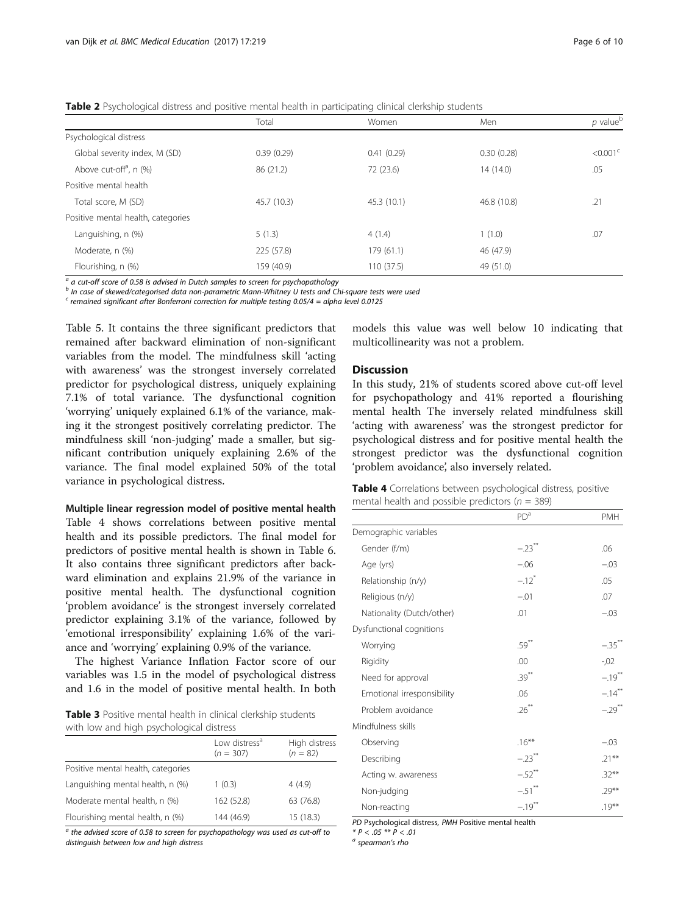**Table 2** Psychological distress and positive mental health in participating clinical clerkship students

| | Total | Women | Men | *p* value[b] |
|---|---|---|---|---|
| Psychological distress | | | | |
| Global severity index, M (SD) | 0.39 (0.29) | 0.41 (0.29) | 0.30 (0.28) | <0.001[c] |
| Above cut-off[a], n (%) | 86 (21.2) | 72 (23.6) | 14 (14.0) | .05 |
| Positive mental health | | | | |
| Total score, M (SD) | 45.7 (10.3) | 45.3 (10.1) | 46.8 (10.8) | .21 |
| Positive mental health, categories | | | | |
| Languishing, n (%) | 5 (1.3) | 4 (1.4) | 1 (1.0) | .07 |
| Moderate, n (%) | 225 (57.8) | 179 (61.1) | 46 (47.9) | |
| Flourishing, n (%) | 159 (40.9) | 110 (37.5) | 49 (51.0) | |

[a] *a cut-off score of 0.58 is advised in Dutch samples to screen for psychopathology*
[b] *In case of skewed/categorised data non-parametric Mann-Whitney U tests and Chi-square tests were used*
[c] *remained significant after Bonferroni correction for multiple testing 0.05/4 = alpha level 0.0125*

Table 5. It contains the three significant predictors that remained after backward elimination of non-significant variables from the model. The mindfulness skill 'acting with awareness' was the strongest inversely correlated predictor for psychological distress, uniquely explaining 7.1% of total variance. The dysfunctional cognition 'worrying' uniquely explained 6.1% of the variance, making it the strongest positively correlating predictor. The mindfulness skill 'non-judging' made a smaller, but significant contribution uniquely explaining 2.6% of the variance. The final model explained 50% of the total variance in psychological distress.

**Multiple linear regression model of positive mental health**
Table 4 shows correlations between positive mental health and its possible predictors. The final model for predictors of positive mental health is shown in Table 6. It also contains three significant predictors after backward elimination and explains 21.9% of the variance in positive mental health. The dysfunctional cognition 'problem avoidance' is the strongest inversely correlated predictor explaining 3.1% of the variance, followed by 'emotional irresponsibility' explaining 1.6% of the variance and 'worrying' explaining 0.9% of the variance.

The highest Variance Inflation Factor score of our variables was 1.5 in the model of psychological distress and 1.6 in the model of positive mental health. In both models this value was well below 10 indicating that multicollinearity was not a problem.

**Table 3** Positive mental health in clinical clerkship students with low and high psychological distress

| | Low distress[a] ($n$ = 307) | High distress ($n$ = 82) |
|---|---|---|
| Positive mental health, categories | | |
| Languishing mental health, n (%) | 1 (0.3) | 4 (4.9) |
| Moderate mental health, n (%) | 162 (52.8) | 63 (76.8) |
| Flourishing mental health, n (%) | 144 (46.9) | 15 (18.3) |

[a] *the advised score of 0.58 to screen for psychopathology was used as cut-off to distinguish between low and high distress*

## Discussion

In this study, 21% of students scored above cut-off level for psychopathology and 41% reported a flourishing mental health The inversely related mindfulness skill 'acting with awareness' was the strongest predictor for psychological distress and for positive mental health the strongest predictor was the dysfunctional cognition 'problem avoidance', also inversely related.

**Table 4** Correlations between psychological distress, positive mental health and possible predictors ($n$ = 389)

| | PD[a] | PMH |
|---|---|---|
| Demographic variables | | |
| Gender (f/m) | −.23** | .06 |
| Age (yrs) | −.06 | −.03 |
| Relationship (n/y) | −.12* | .05 |
| Religious (n/y) | −.01 | .07 |
| Nationality (Dutch/other) | .01 | −.03 |
| Dysfunctional cognitions | | |
| Worrying | .59** | −.35** |
| Rigidity | .00 | -,02 |
| Need for approval | .39** | −.19** |
| Emotional irresponsibility | .06 | −.14** |
| Problem avoidance | .26** | −.29** |
| Mindfulness skills | | |
| Observing | .16** | −.03 |
| Describing | −.23** | .21** |
| Acting w. awareness | −.52** | .32** |
| Non-judging | −.51** | .29** |
| Non-reacting | −.19** | .19** |

*PD* Psychological distress, *PMH* Positive mental health
* $P < .05$ ** $P < .01$
[a] *spearman's rho*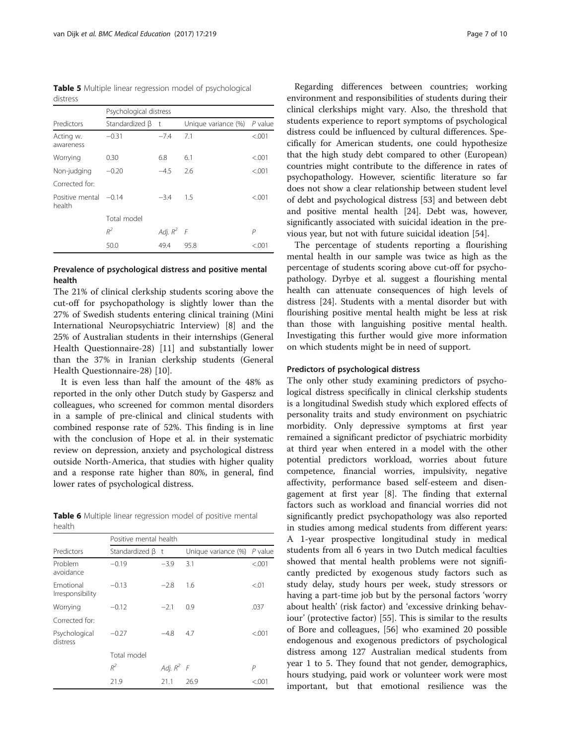**Table 5** Multiple linear regression model of psychological distress

| | Psychological distress | | | |
|---|---|---|---|---|
| Predictors | Standardized β | t | Unique variance (%) | *P* value |
| Acting w. awareness | −0.31 | −7.4 | 7.1 | <.001 |
| Worrying | 0.30 | 6.8 | 6.1 | <.001 |
| Non-judging | −0.20 | −4.5 | 2.6 | <.001 |
| Corrected for: | | | | |
| Positive mental health | −0.14 | −3.4 | 1.5 | <.001 |
| | Total model | | | |
| | $R^2$ | Adj. $R^2$ | *F* | *P* |
| | 50.0 | 49.4 | 95.8 | <.001 |

### Prevalence of psychological distress and positive mental health

The 21% of clinical clerkship students scoring above the cut-off for psychopathology is slightly lower than the 27% of Swedish students entering clinical training (Mini International Neuropsychiatric Interview) [8] and the 25% of Australian students in their internships (General Health Questionnaire-28) [11] and substantially lower than the 37% in Iranian clerkship students (General Health Questionnaire-28) [10].

It is even less than half the amount of the 48% as reported in the only other Dutch study by Gaspersz and colleagues, who screened for common mental disorders in a sample of pre-clinical and clinical students with combined response rate of 52%. This finding is in line with the conclusion of Hope et al. in their systematic review on depression, anxiety and psychological distress outside North-America, that studies with higher quality and a response rate higher than 80%, in general, find lower rates of psychological distress.

**Table 6** Multiple linear regression model of positive mental health

| | Positive mental health | | | |
|---|---|---|---|---|
| Predictors | Standardized β | t | Unique variance (%) | *P* value |
| Problem avoidance | −0.19 | −3.9 | 3.1 | <.001 |
| Emotional Irresponsibility | −0.13 | −2.8 | 1.6 | <.01 |
| Worrying | −0.12 | −2.1 | 0.9 | .037 |
| Corrected for: | | | | |
| Psychological distress | −0.27 | −4.8 | 4.7 | <.001 |
| | Total model | | | |
| | $R^2$ | Adj. $R^2$ | *F* | *P* |
| | 21.9 | 21.1 | 26.9 | <.001 |

Regarding differences between countries; working environment and responsibilities of students during their clinical clerkships might vary. Also, the threshold that students experience to report symptoms of psychological distress could be influenced by cultural differences. Specifically for American students, one could hypothesize that the high study debt compared to other (European) countries might contribute to the difference in rates of psychopathology. However, scientific literature so far does not show a clear relationship between student level of debt and psychological distress [53] and between debt and positive mental health [24]. Debt was, however, significantly associated with suicidal ideation in the previous year, but not with future suicidal ideation [54].

The percentage of students reporting a flourishing mental health in our sample was twice as high as the percentage of students scoring above cut-off for psychopathology. Dyrbye et al. suggest a flourishing mental health can attenuate consequences of high levels of distress [24]. Students with a mental disorder but with flourishing positive mental health might be less at risk than those with languishing positive mental health. Investigating this further would give more information on which students might be in need of support.

### Predictors of psychological distress

The only other study examining predictors of psychological distress specifically in clinical clerkship students is a longitudinal Swedish study which explored effects of personality traits and study environment on psychiatric morbidity. Only depressive symptoms at first year remained a significant predictor of psychiatric morbidity at third year when entered in a model with the other potential predictors workload, worries about future competence, financial worries, impulsivity, negative affectivity, performance based self-esteem and disengagement at first year [8]. The finding that external factors such as workload and financial worries did not significantly predict psychopathology was also reported in studies among medical students from different years: A 1-year prospective longitudinal study in medical students from all 6 years in two Dutch medical faculties showed that mental health problems were not significantly predicted by exogenous study factors such as study delay, study hours per week, study stressors or having a part-time job but by the personal factors 'worry about health' (risk factor) and 'excessive drinking behaviour' (protective factor) [55]. This is similar to the results of Bore and colleagues, [56] who examined 20 possible endogenous and exogenous predictors of psychological distress among 127 Australian medical students from year 1 to 5. They found that not gender, demographics, hours studying, paid work or volunteer work were most important, but that emotional resilience was the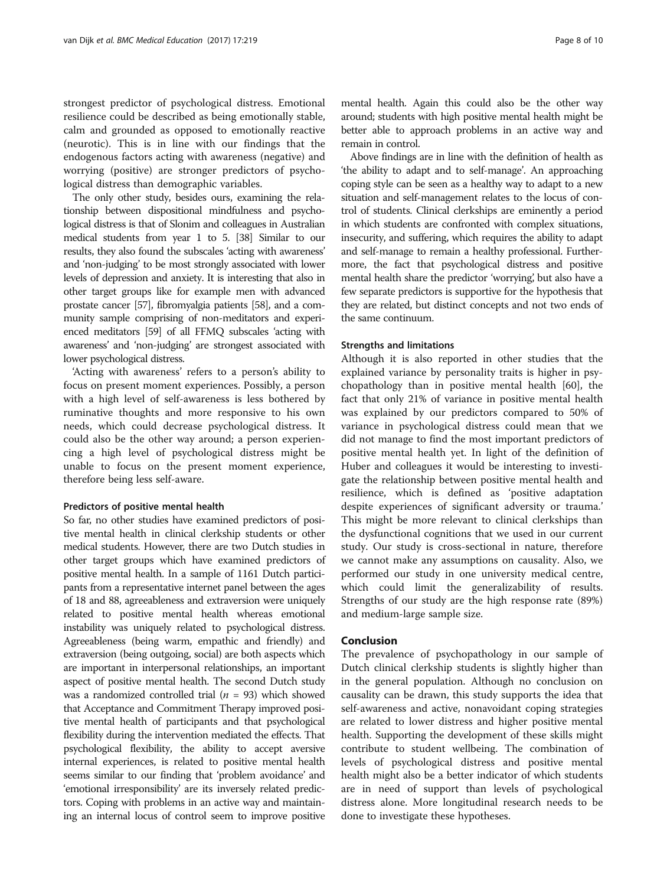strongest predictor of psychological distress. Emotional resilience could be described as being emotionally stable, calm and grounded as opposed to emotionally reactive (neurotic). This is in line with our findings that the endogenous factors acting with awareness (negative) and worrying (positive) are stronger predictors of psychological distress than demographic variables.

The only other study, besides ours, examining the relationship between dispositional mindfulness and psychological distress is that of Slonim and colleagues in Australian medical students from year 1 to 5. [38] Similar to our results, they also found the subscales 'acting with awareness' and 'non-judging' to be most strongly associated with lower levels of depression and anxiety. It is interesting that also in other target groups like for example men with advanced prostate cancer [57], fibromyalgia patients [58], and a community sample comprising of non-meditators and experienced meditators [59] of all FFMQ subscales 'acting with awareness' and 'non-judging' are strongest associated with lower psychological distress.

'Acting with awareness' refers to a person's ability to focus on present moment experiences. Possibly, a person with a high level of self-awareness is less bothered by ruminative thoughts and more responsive to his own needs, which could decrease psychological distress. It could also be the other way around; a person experiencing a high level of psychological distress might be unable to focus on the present moment experience, therefore being less self-aware.

### Predictors of positive mental health

So far, no other studies have examined predictors of positive mental health in clinical clerkship students or other medical students. However, there are two Dutch studies in other target groups which have examined predictors of positive mental health. In a sample of 1161 Dutch participants from a representative internet panel between the ages of 18 and 88, agreeableness and extraversion were uniquely related to positive mental health whereas emotional instability was uniquely related to psychological distress. Agreeableness (being warm, empathic and friendly) and extraversion (being outgoing, social) are both aspects which are important in interpersonal relationships, an important aspect of positive mental health. The second Dutch study was a randomized controlled trial ($n$ = 93) which showed that Acceptance and Commitment Therapy improved positive mental health of participants and that psychological flexibility during the intervention mediated the effects. That psychological flexibility, the ability to accept aversive internal experiences, is related to positive mental health seems similar to our finding that 'problem avoidance' and 'emotional irresponsibility' are its inversely related predictors. Coping with problems in an active way and maintaining an internal locus of control seem to improve positive mental health. Again this could also be the other way around; students with high positive mental health might be better able to approach problems in an active way and remain in control.

Above findings are in line with the definition of health as 'the ability to adapt and to self-manage'. An approaching coping style can be seen as a healthy way to adapt to a new situation and self-management relates to the locus of control of students. Clinical clerkships are eminently a period in which students are confronted with complex situations, insecurity, and suffering, which requires the ability to adapt and self-manage to remain a healthy professional. Furthermore, the fact that psychological distress and positive mental health share the predictor 'worrying', but also have a few separate predictors is supportive for the hypothesis that they are related, but distinct concepts and not two ends of the same continuum.

### Strengths and limitations

Although it is also reported in other studies that the explained variance by personality traits is higher in psychopathology than in positive mental health [60], the fact that only 21% of variance in positive mental health was explained by our predictors compared to 50% of variance in psychological distress could mean that we did not manage to find the most important predictors of positive mental health yet. In light of the definition of Huber and colleagues it would be interesting to investigate the relationship between positive mental health and resilience, which is defined as 'positive adaptation despite experiences of significant adversity or trauma.' This might be more relevant to clinical clerkships than the dysfunctional cognitions that we used in our current study. Our study is cross-sectional in nature, therefore we cannot make any assumptions on causality. Also, we performed our study in one university medical centre, which could limit the generalizability of results. Strengths of our study are the high response rate (89%) and medium-large sample size.

## Conclusion

The prevalence of psychopathology in our sample of Dutch clinical clerkship students is slightly higher than in the general population. Although no conclusion on causality can be drawn, this study supports the idea that self-awareness and active, nonavoidant coping strategies are related to lower distress and higher positive mental health. Supporting the development of these skills might contribute to student wellbeing. The combination of levels of psychological distress and positive mental health might also be a better indicator of which students are in need of support than levels of psychological distress alone. More longitudinal research needs to be done to investigate these hypotheses.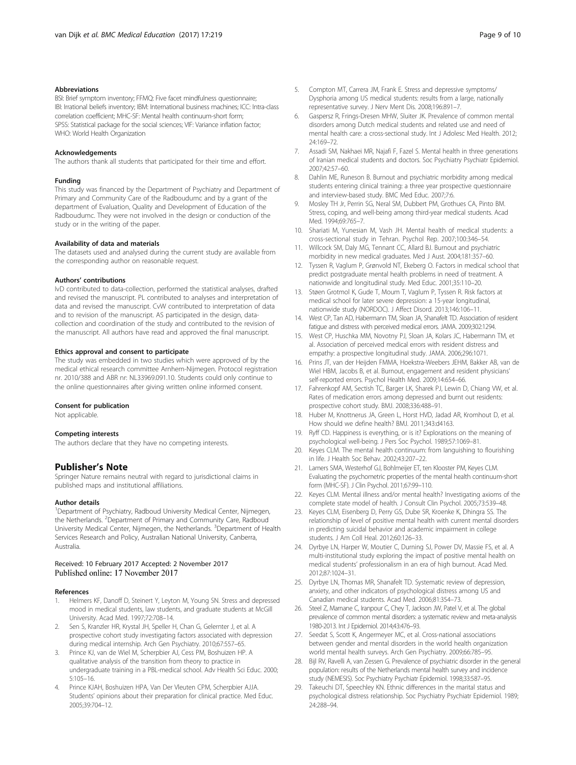#### Abbreviations

BSI: Brief symptom inventory; FFMQ: Five facet mindfulness questionnaire; IBI: Irrational beliefs inventory; IBM: International business machines; ICC: Intra-class correlation coefficient; MHC-SF: Mental health continuum-short form; SPSS: Statistical package for the social sciences; VIF: Variance inflation factor; WHO: World Health Organization

#### Acknowledgements

The authors thank all students that participated for their time and effort.

#### Funding

This study was financed by the Department of Psychiatry and Department of Primary and Community Care of the Radboudumc and by a grant of the department of Evaluation, Quality and Development of Education of the Radboudumc. They were not involved in the design or conduction of the study or in the writing of the paper.

#### Availability of data and materials

The datasets used and analysed during the current study are available from the corresponding author on reasonable request.

#### Authors' contributions

IvD contributed to data-collection, performed the statistical analyses, drafted and revised the manuscript. PL contributed to analyses and interpretation of data and revised the manuscript. CvW contributed to interpretation of data and to revision of the manuscript. AS participated in the design, data-collection and coordination of the study and contributed to the revision of the manuscript. All authors have read and approved the final manuscript.

#### Ethics approval and consent to participate

The study was embedded in two studies which were approved of by the medical ethical research committee Arnhem-Nijmegen. Protocol registration nr. 2010/388 and ABR nr: NL33969.091.10. Students could only continue to the online questionnaires after giving written online informed consent.

#### Consent for publication

Not applicable.

#### Competing interests

The authors declare that they have no competing interests.

## Publisher's Note

Springer Nature remains neutral with regard to jurisdictional claims in published maps and institutional affiliations.

#### Author details

[1]Department of Psychiatry, Radboud University Medical Center, Nijmegen, the Netherlands. [2]Department of Primary and Community Care, Radboud University Medical Center, Nijmegen, the Netherlands. [3]Department of Health Services Research and Policy, Australian National University, Canberra, Australia.

Received: 10 February 2017 Accepted: 2 November 2017
Published online: 17 November 2017

#### References

1. Helmers KF, Danoff D, Steinert Y, Leyton M, Young SN. Stress and depressed mood in medical students, law students, and graduate students at McGill University. Acad Med. 1997;72:708–14.
2. Sen S, Kranzler HR, Krystal JH, Speller H, Chan G, Gelernter J, et al. A prospective cohort study investigating factors associated with depression during medical internship. Arch Gen Psychiatry. 2010;67:557–65.
3. Prince KJ, van de Wiel M, Scherpbier AJ, Cess PM, Boshuizen HP. A qualitative analysis of the transition from theory to practice in undergraduate training in a PBL-medical school. Adv Health Sci Educ. 2000; 5:105–16.
4. Prince KJAH, Boshuizen HPA, Van Der Vleuten CPM, Scherpbier AJJA. Students' opinions about their preparation for clinical practice. Med Educ. 2005;39:704–12.
5. Compton MT, Carrera JM, Frank E. Stress and depressive symptoms/ Dysphoria among US medical students: results from a large, nationally representative survey. J Nerv Ment Dis. 2008;196:891–7.
6. Gaspersz R, Frings-Dresen MHW, Sluiter JK. Prevalence of common mental disorders among Dutch medical students and related use and need of mental health care: a cross-sectional study. Int J Adolesc Med Health. 2012; 24:169–72.
7. Assadi SM, Nakhaei MR, Najafi F, Fazel S. Mental health in three generations of Iranian medical students and doctors. Soc Psychiatry Psychiatr Epidemiol. 2007;42:57–60.
8. Dahlin ME, Runeson B. Burnout and psychiatric morbidity among medical students entering clinical training: a three year prospective questionnaire and interview-based study. BMC Med Educ. 2007;7:6.
9. Mosley TH Jr, Perrin SG, Neral SM, Dubbert PM, Grothues CA, Pinto BM. Stress, coping, and well-being among third-year medical students. Acad Med. 1994;69:765–7.
10. Shariati M, Yunesian M, Vash JH. Mental health of medical students: a cross-sectional study in Tehran. Psychol Rep. 2007;100:346–54.
11. Willcock SM, Daly MG, Tennant CC, Allard BJ. Burnout and psychiatric morbidity in new medical graduates. Med J Aust. 2004;181:357–60.
12. Tyssen R, Vaglum P, Grønvold NT, Ekeberg O. Factors in medical school that predict postgraduate mental health problems in need of treatment. A nationwide and longitudinal study. Med Educ. 2001;35:110–20.
13. Støen Grotmol K, Gude T, Moum T, Vaglum P, Tyssen R. Risk factors at medical school for later severe depression: a 15-year longitudinal, nationwide study (NORDOC). J Affect Disord. 2013;146:106–11.
14. West CP, Tan AD, Habermann TM, Sloan JA, Shanafelt TD. Association of resident fatigue and distress with perceived medical errors. JAMA. 2009;302:1294.
15. West CP, Huschka MM, Novotny PJ, Sloan JA, Kolars JC, Habermann TM, et al. Association of perceived medical errors with resident distress and empathy: a prospective longitudinal study. JAMA. 2006;296:1071.
16. Prins JT, van der Heijden FMMA, Hoekstra-Weebers JEHM, Bakker AB, van de Wiel HBM, Jacobs B, et al. Burnout, engagement and resident physicians' self-reported errors. Psychol Health Med. 2009;14:654–66.
17. Fahrenkopf AM, Sectish TC, Barger LK, Sharek PJ, Lewin D, Chiang VW, et al. Rates of medication errors among depressed and burnt out residents: prospective cohort study. BMJ. 2008;336:488–91.
18. Huber M, Knottnerus JA, Green L, Horst HVD, Jadad AR, Kromhout D, et al. How should we define health? BMJ. 2011;343:d4163.
19. Ryff CD. Happiness is everything, or is it? Explorations on the meaning of psychological well-being. J Pers Soc Psychol. 1989;57:1069–81.
20. Keyes CLM. The mental health continuum: from languishing to flourishing in life. J Health Soc Behav. 2002;43:207–22.
21. Lamers SMA, Westerhof GJ, Bohlmeijer ET, ten Klooster PM, Keyes CLM. Evaluating the psychometric properties of the mental health continuum-short form (MHC-SF). J Clin Psychol. 2011;67:99–110.
22. Keyes CLM. Mental illness and/or mental health? Investigating axioms of the complete state model of health. J Consult Clin Psychol. 2005;73:539–48.
23. Keyes CLM, Eisenberg D, Perry GS, Dube SR, Kroenke K, Dhingra SS. The relationship of level of positive mental health with current mental disorders in predicting suicidal behavior and academic impairment in college students. J Am Coll Heal. 2012;60:126–33.
24. Dyrbye LN, Harper W, Moutier C, Durning SJ, Power DV, Massie FS, et al. A multi-institutional study exploring the impact of positive mental health on medical students' professionalism in an era of high burnout. Acad Med. 2012;87:1024–31.
25. Dyrbye LN, Thomas MR, Shanafelt TD. Systematic review of depression, anxiety, and other indicators of psychological distress among US and Canadian medical students. Acad Med. 2006;81:354–73.
26. Steel Z, Marnane C, Iranpour C, Chey T, Jackson JW, Patel V, et al. The global prevalence of common mental disorders: a systematic review and meta-analysis 1980-2013. Int J Epidemiol. 2014;43:476–93.
27. Seedat S, Scott K, Angermeyer MC, et al. Cross-national associations between gender and mental disorders in the world health organization world mental health surveys. Arch Gen Psychiatry. 2009;66:785–95.
28. Bijl RV, Ravelli A, van Zessen G. Prevalence of psychiatric disorder in the general population: results of the Netherlands mental health survey and incidence study (NEMESIS). Soc Psychiatry Psychiatr Epidemiol. 1998;33:587–95.
29. Takeuchi DT, Speechley KN. Ethnic differences in the marital status and psychological distress relationship. Soc Psychiatry Psychiatr Epidemiol. 1989; 24:288–94.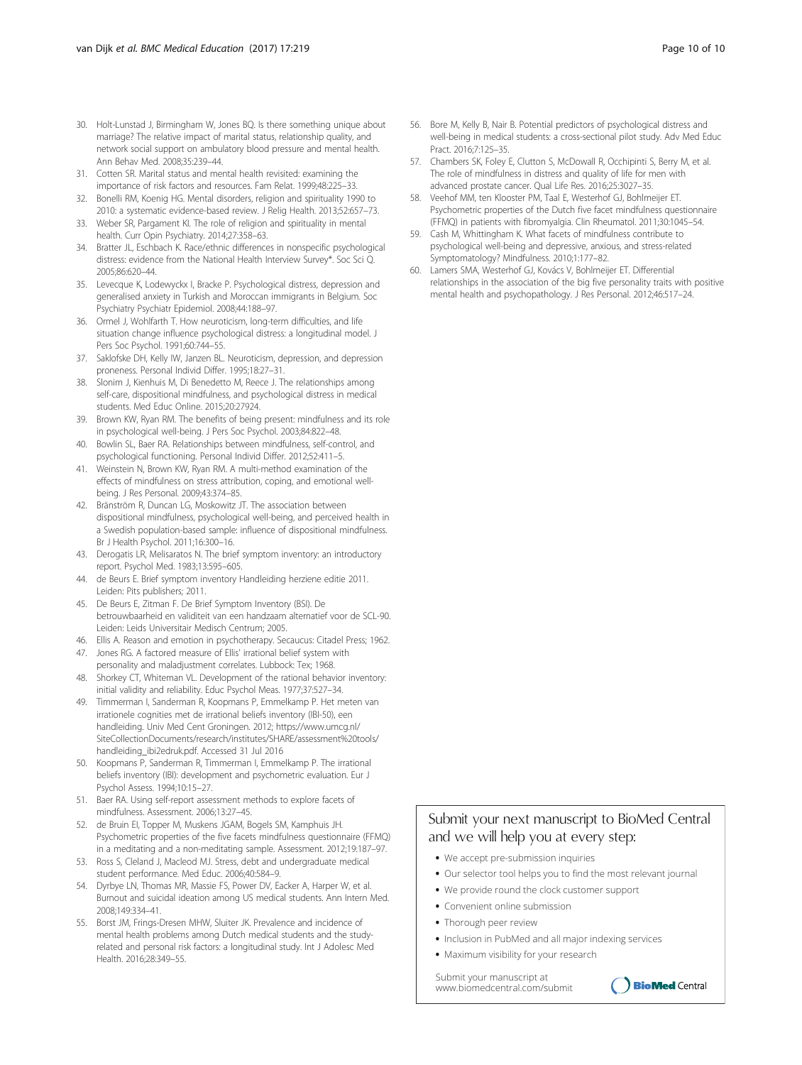30. Holt-Lunstad J, Birmingham W, Jones BQ. Is there something unique about marriage? The relative impact of marital status, relationship quality, and network social support on ambulatory blood pressure and mental health. Ann Behav Med. 2008;35:239–44.
31. Cotten SR. Marital status and mental health revisited: examining the importance of risk factors and resources. Fam Relat. 1999;48:225–33.
32. Bonelli RM, Koenig HG. Mental disorders, religion and spirituality 1990 to 2010: a systematic evidence-based review. J Relig Health. 2013;52:657–73.
33. Weber SR, Pargament KI. The role of religion and spirituality in mental health. Curr Opin Psychiatry. 2014;27:358–63.
34. Bratter JL, Eschbach K. Race/ethnic differences in nonspecific psychological distress: evidence from the National Health Interview Survey*. Soc Sci Q. 2005;86:620–44.
35. Levecque K, Lodewyckx I, Bracke P. Psychological distress, depression and generalised anxiety in Turkish and Moroccan immigrants in Belgium. Soc Psychiatry Psychiatr Epidemiol. 2008;44:188–97.
36. Ormel J, Wohlfarth T. How neuroticism, long-term difficulties, and life situation change influence psychological distress: a longitudinal model. J Pers Soc Psychol. 1991;60:744–55.
37. Saklofske DH, Kelly IW, Janzen BL. Neuroticism, depression, and depression proneness. Personal Individ Differ. 1995;18:27–31.
38. Slonim J, Kienhuis M, Di Benedetto M, Reece J. The relationships among self-care, dispositional mindfulness, and psychological distress in medical students. Med Educ Online. 2015;20:27924.
39. Brown KW, Ryan RM. The benefits of being present: mindfulness and its role in psychological well-being. J Pers Soc Psychol. 2003;84:822–48.
40. Bowlin SL, Baer RA. Relationships between mindfulness, self-control, and psychological functioning. Personal Individ Differ. 2012;52:411–5.
41. Weinstein N, Brown KW, Ryan RM. A multi-method examination of the effects of mindfulness on stress attribution, coping, and emotional well-being. J Res Personal. 2009;43:374–85.
42. Bränström R, Duncan LG, Moskowitz JT. The association between dispositional mindfulness, psychological well-being, and perceived health in a Swedish population-based sample: influence of dispositional mindfulness. Br J Health Psychol. 2011;16:300–16.
43. Derogatis LR, Melisaratos N. The brief symptom inventory: an introductory report. Psychol Med. 1983;13:595–605.
44. de Beurs E. Brief symptom inventory Handleiding herziene editie 2011. Leiden: Pits publishers; 2011.
45. De Beurs E, Zitman F. De Brief Symptom Inventory (BSI). De betrouwbaarheid en validiteit van een handzaam alternatief voor de SCL-90. Leiden: Leids Universitair Medisch Centrum; 2005.
46. Ellis A. Reason and emotion in psychotherapy. Secaucus: Citadel Press; 1962.
47. Jones RG. A factored measure of Ellis' irrational belief system with personality and maladjustment correlates. Lubbock: Tex; 1968.
48. Shorkey CT, Whiteman VL. Development of the rational behavior inventory: initial validity and reliability. Educ Psychol Meas. 1977;37:527–34.
49. Timmerman I, Sanderman R, Koopmans P, Emmelkamp P. Het meten van irrationele cognities met de irrational beliefs inventory (IBI-50), een handleiding. Univ Med Cent Groningen. 2012; https://www.umcg.nl/SiteCollectionDocuments/research/institutes/SHARE/assessment%20tools/handleiding_ibi2edruk.pdf. Accessed 31 Jul 2016
50. Koopmans P, Sanderman R, Timmerman I, Emmelkamp P. The irrational beliefs inventory (IBI): development and psychometric evaluation. Eur J Psychol Assess. 1994;10:15–27.
51. Baer RA. Using self-report assessment methods to explore facets of mindfulness. Assessment. 2006;13:27–45.
52. de Bruin EI, Topper M, Muskens JGAM, Bogels SM, Kamphuis JH. Psychometric properties of the five facets mindfulness questionnaire (FFMQ) in a meditating and a non-meditating sample. Assessment. 2012;19:187–97.
53. Ross S, Cleland J, Macleod MJ. Stress, debt and undergraduate medical student performance. Med Educ. 2006;40:584–9.
54. Dyrbye LN, Thomas MR, Massie FS, Power DV, Eacker A, Harper W, et al. Burnout and suicidal ideation among US medical students. Ann Intern Med. 2008;149:334–41.
55. Borst JM, Frings-Dresen MHW, Sluiter JK. Prevalence and incidence of mental health problems among Dutch medical students and the study-related and personal risk factors: a longitudinal study. Int J Adolesc Med Health. 2016;28:349–55.
56. Bore M, Kelly B, Nair B. Potential predictors of psychological distress and well-being in medical students: a cross-sectional pilot study. Adv Med Educ Pract. 2016;7:125–35.
57. Chambers SK, Foley E, Clutton S, McDowall R, Occhipinti S, Berry M, et al. The role of mindfulness in distress and quality of life for men with advanced prostate cancer. Qual Life Res. 2016;25:3027–35.
58. Veehof MM, ten Klooster PM, Taal E, Westerhof GJ, Bohlmeijer ET. Psychometric properties of the Dutch five facet mindfulness questionnaire (FFMQ) in patients with fibromyalgia. Clin Rheumatol. 2011;30:1045–54.
59. Cash M, Whittingham K. What facets of mindfulness contribute to psychological well-being and depressive, anxious, and stress-related Symptomatology? Mindfulness. 2010;1:177–82.
60. Lamers SMA, Westerhof GJ, Kovács V, Bohlmeijer ET. Differential relationships in the association of the big five personality traits with positive mental health and psychopathology. J Res Personal. 2012;46:517–24.

Submit your next manuscript to BioMed Central and we will help you at every step:

- We accept pre-submission inquiries
- Our selector tool helps you to find the most relevant journal
- We provide round the clock customer support
- Convenient online submission
- Thorough peer review
- Inclusion in PubMed and all major indexing services
- Maximum visibility for your research

Submit your manuscript at
www.biomedcentral.com/submit

BioMed Central